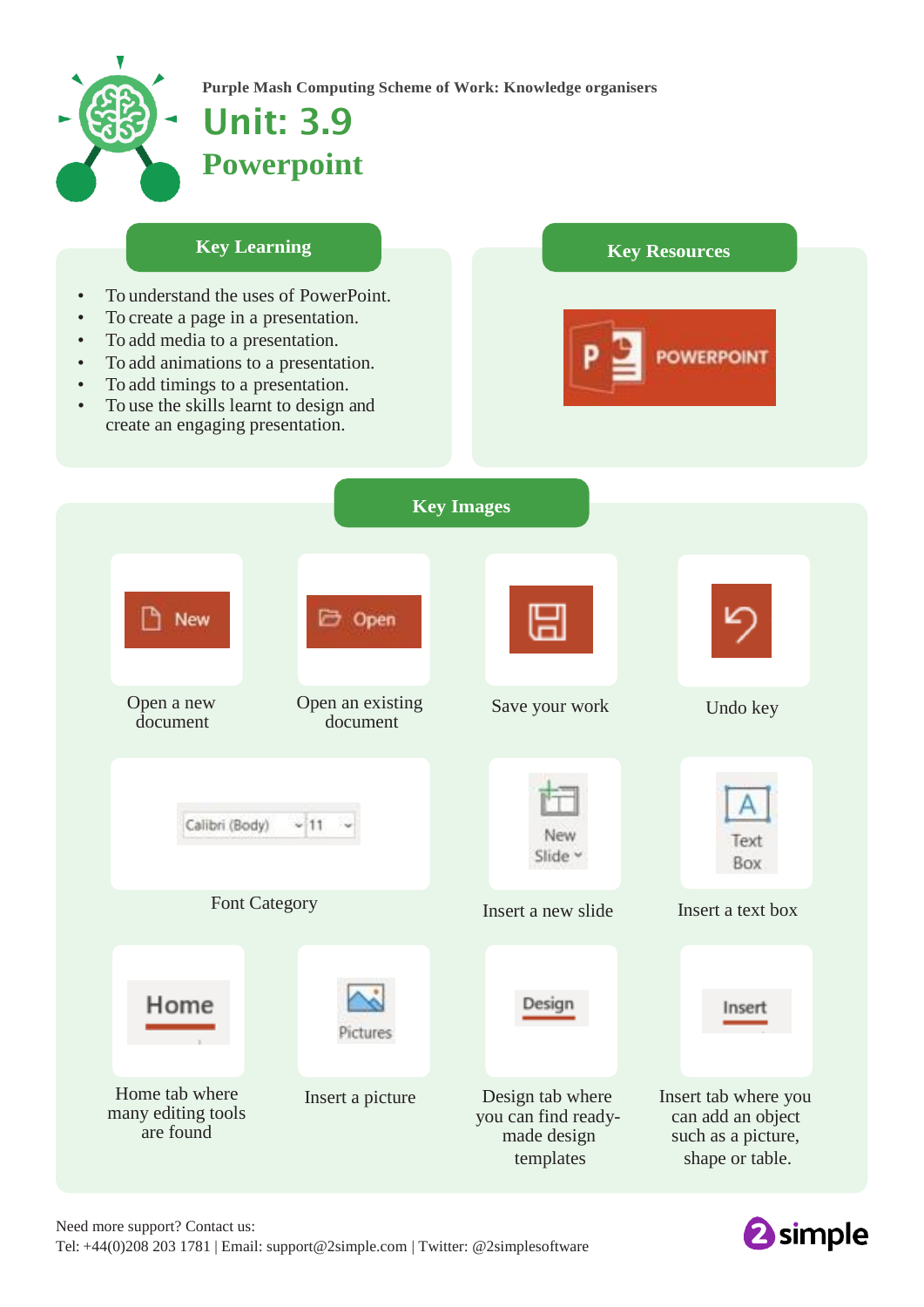Purple Mash Computing Scheme of Work: Knowledge organisers

# Unit: 3.9

# Powerpoint

## Key Learning

- To understand the uses of PowerPoint.
- To create a page in a presentation.
- To add media to a presentation.
- To add animations to a presentation.
- To add timings to a presentation.
- To use the skills learnt to design and create an engaging presentation.

## Key Resources

POWERPOINT

## Key Images

- New — Open a new document
- Open — Open an existing document
- Save your work
- Undo key
- Calibri (Body) 11 — Font Category
- New Slide — Insert a new slide
- Text Box — Insert a text box
- Home — Home tab where many editing tools are found
- Pictures — Insert a picture
- Design — Design tab where you can find ready-made design templates
- Insert — Insert tab where you can add an object such as a picture, shape or table.

Need more support? Contact us:
Tel: +44(0)208 203 1781 | Email: support@2simple.com | Twitter: @2simplesoftware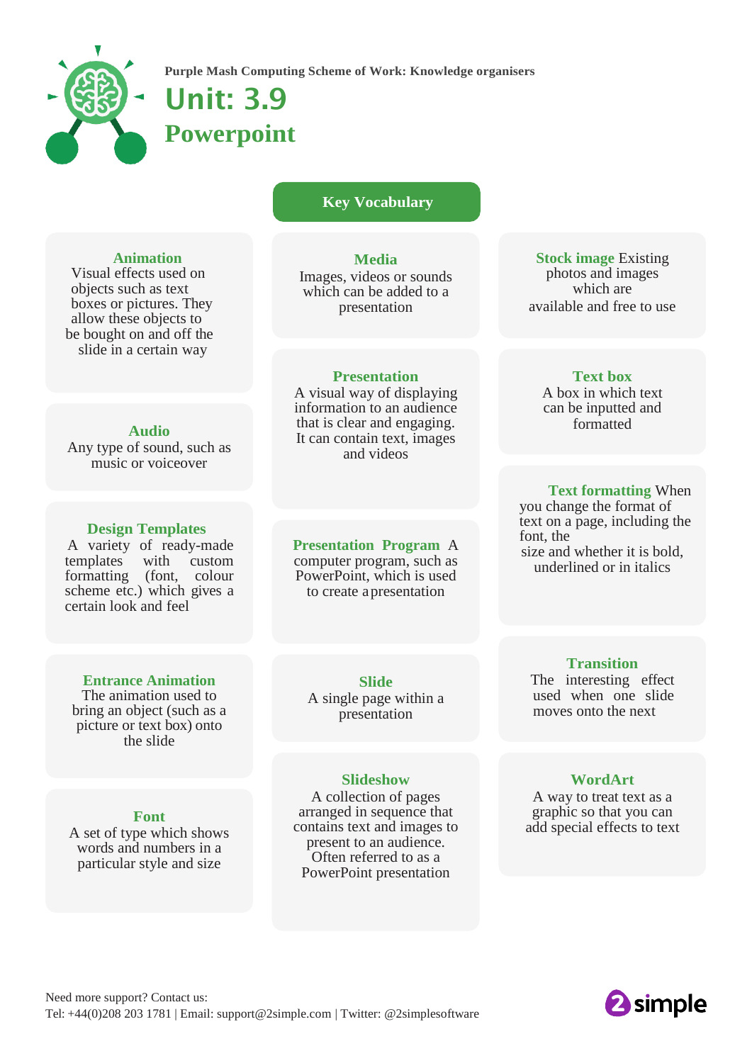Purple Mash Computing Scheme of Work: Knowledge organisers

# Unit: 3.9

## Powerpoint

### Key Vocabulary

**Animation**
Visual effects used on objects such as text boxes or pictures. They allow these objects to be bought on and off the slide in a certain way

**Audio**
Any type of sound, such as music or voiceover

**Design Templates**
A variety of ready-made templates with custom formatting (font, colour scheme etc.) which gives a certain look and feel

**Entrance Animation**
The animation used to bring an object (such as a picture or text box) onto the slide

**Font**
A set of type which shows words and numbers in a particular style and size

**Media**
Images, videos or sounds which can be added to a presentation

**Presentation**
A visual way of displaying information to an audience that is clear and engaging. It can contain text, images and videos

**Presentation Program** A computer program, such as PowerPoint, which is used to create a presentation

**Slide**
A single page within a presentation

**Slideshow**
A collection of pages arranged in sequence that contains text and images to present to an audience. Often referred to as a PowerPoint presentation

**Stock image** Existing photos and images which are available and free to use

**Text box**
A box in which text can be inputted and formatted

**Text formatting** When you change the format of text on a page, including the font, the size and whether it is bold, underlined or in italics

**Transition**
The interesting effect used when one slide moves onto the next

**WordArt**
A way to treat text as a graphic so that you can add special effects to text

Need more support? Contact us:
Tel: +44(0)208 203 1781 | Email: support@2simple.com | Twitter: @2simplesoftware

2simple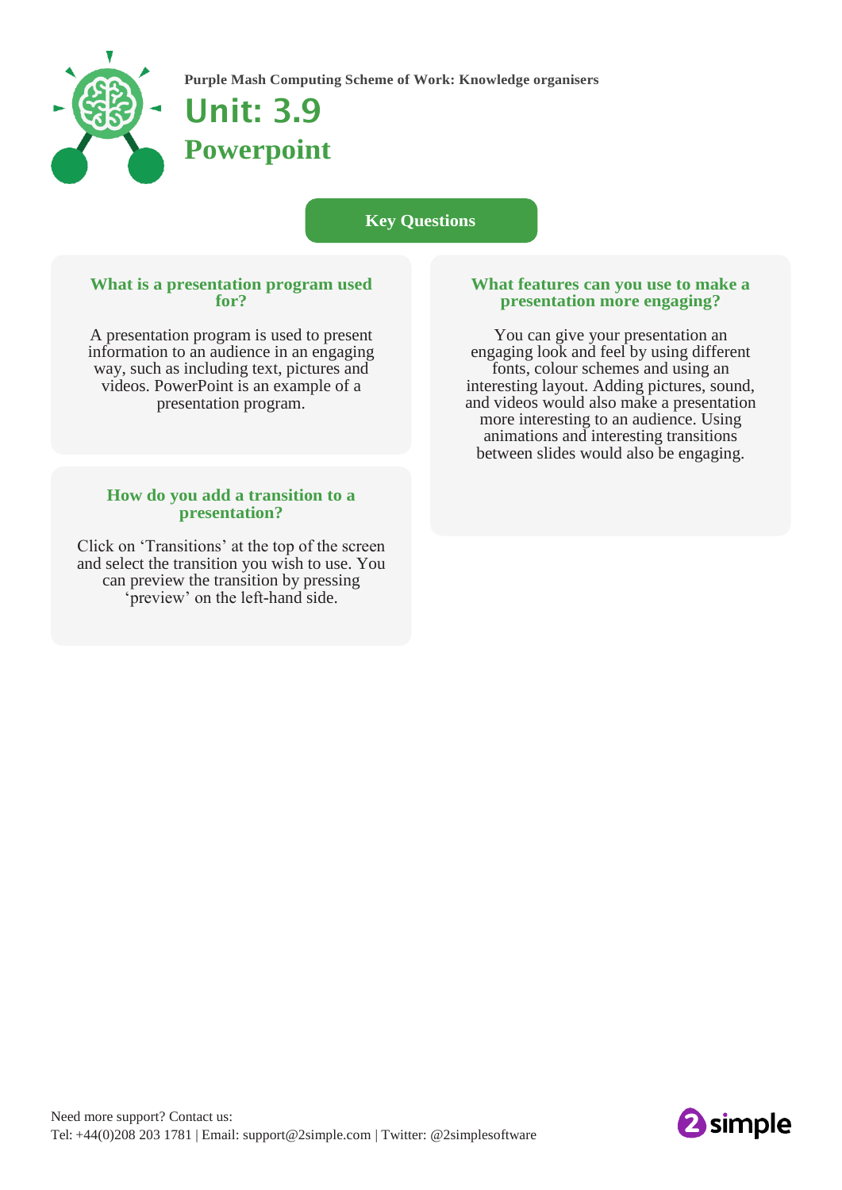Purple Mash Computing Scheme of Work: Knowledge organisers

# Unit: 3.9

# Powerpoint

## Key Questions

### What is a presentation program used for?

A presentation program is used to present information to an audience in an engaging way, such as including text, pictures and videos. PowerPoint is an example of a presentation program.

### How do you add a transition to a presentation?

Click on 'Transitions' at the top of the screen and select the transition you wish to use. You can preview the transition by pressing 'preview' on the left-hand side.

### What features can you use to make a presentation more engaging?

You can give your presentation an engaging look and feel by using different fonts, colour schemes and using an interesting layout. Adding pictures, sound, and videos would also make a presentation more interesting to an audience. Using animations and interesting transitions between slides would also be engaging.

Need more support? Contact us:
Tel: +44(0)208 203 1781 | Email: support@2simple.com | Twitter: @2simplesoftware